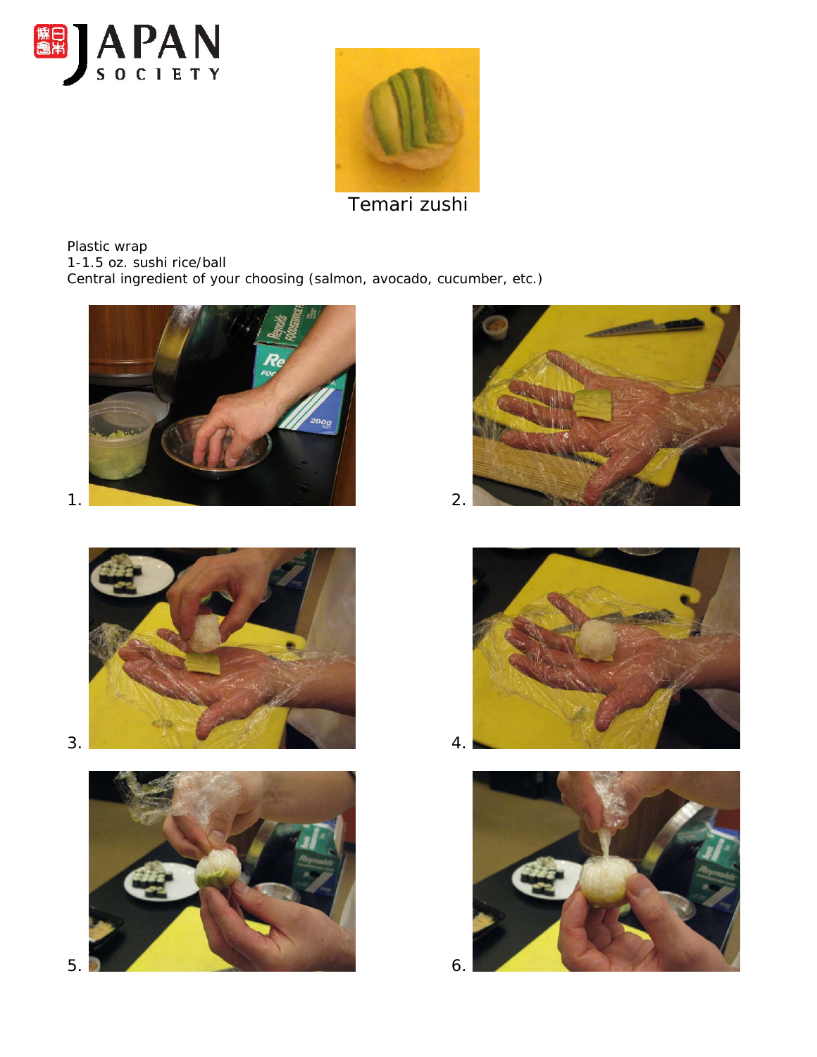JAPAN SOCIETY

Temari zushi

Plastic wrap
1-1.5 oz. sushi rice/ball
Central ingredient of your choosing (salmon, avocado, cucumber, etc.)

1.

2.

3.

4.

5.

6.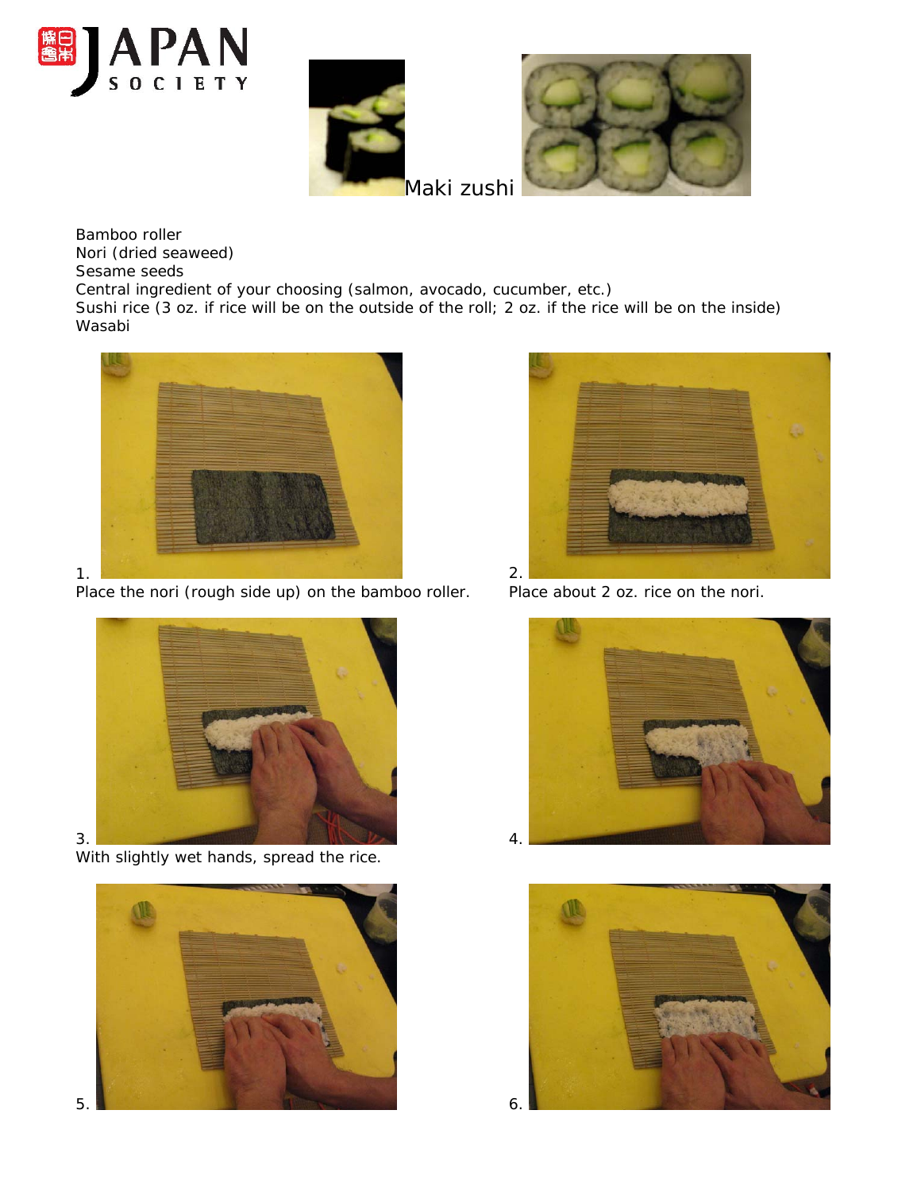# Maki zushi

Bamboo roller
Nori (dried seaweed)
Sesame seeds
Central ingredient of your choosing (salmon, avocado, cucumber, etc.)
Sushi rice (3 oz. if rice will be on the outside of the roll; 2 oz. if the rice will be on the inside)
Wasabi

1. Place the nori (rough side up) on the bamboo roller.

2. Place about 2 oz. rice on the nori.

3. With slightly wet hands, spread the rice.

4.

5.

6.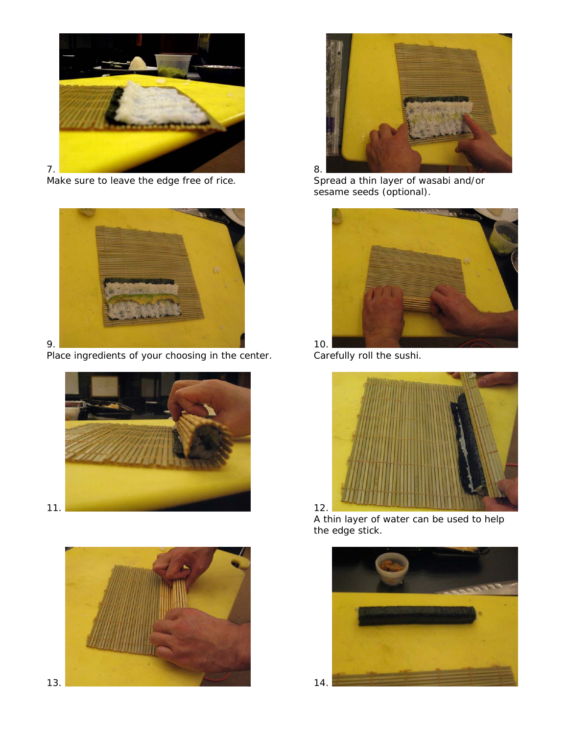7.
Make sure to leave the edge free of rice.

8.
Spread a thin layer of wasabi and/or sesame seeds (optional).

9.
Place ingredients of your choosing in the center.

10.
Carefully roll the sushi.

11.

12.
A thin layer of water can be used to help the edge stick.

13.

14.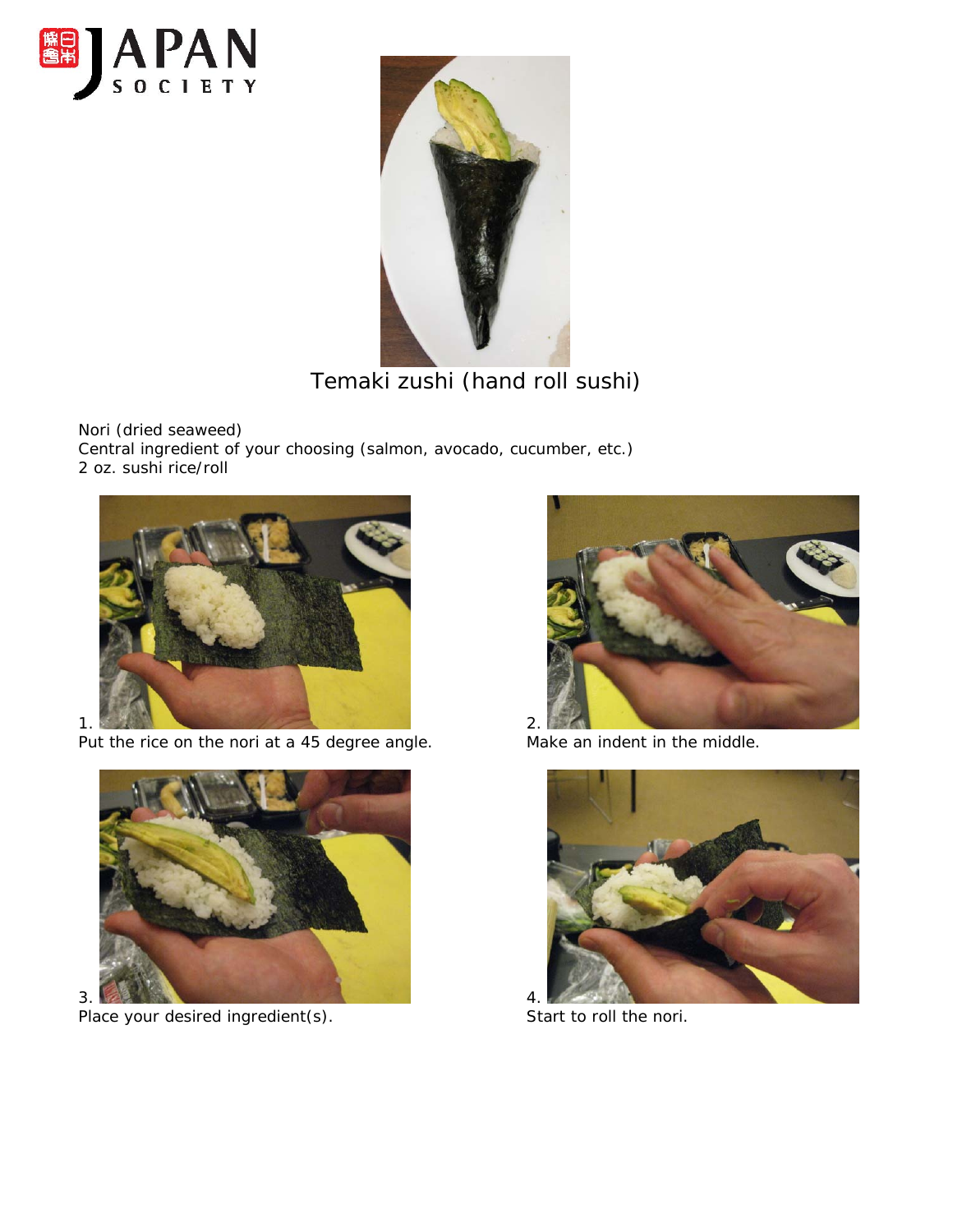# Temaki zushi (hand roll sushi)

Nori (dried seaweed)
Central ingredient of your choosing (salmon, avocado, cucumber, etc.)
2 oz. sushi rice/roll

1. Put the rice on the nori at a 45 degree angle.

2. Make an indent in the middle.

3. Place your desired ingredient(s).

4. Start to roll the nori.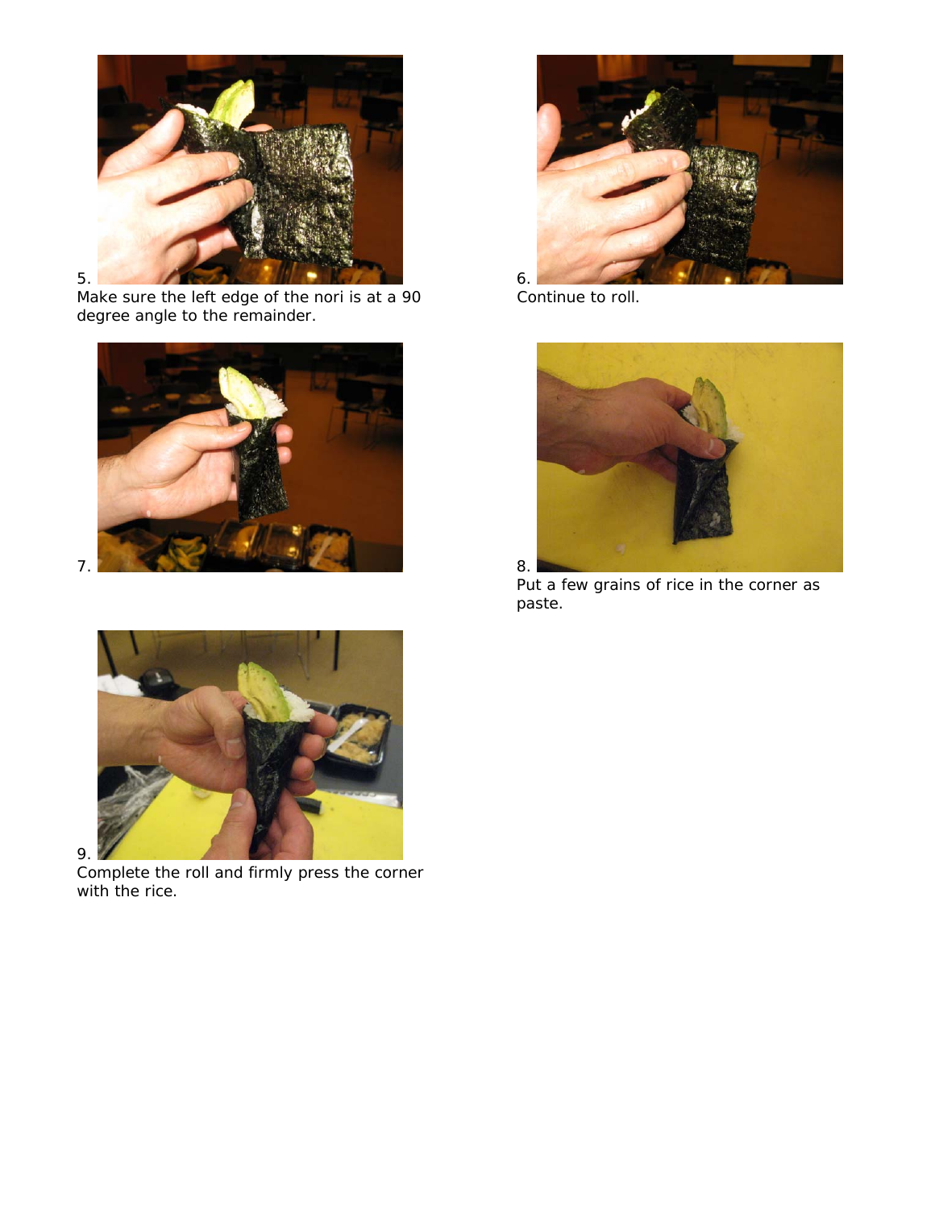5.
Make sure the left edge of the nori is at a 90 degree angle to the remainder.

6.
Continue to roll.

7.

8.
Put a few grains of rice in the corner as paste.

9.
Complete the roll and firmly press the corner with the rice.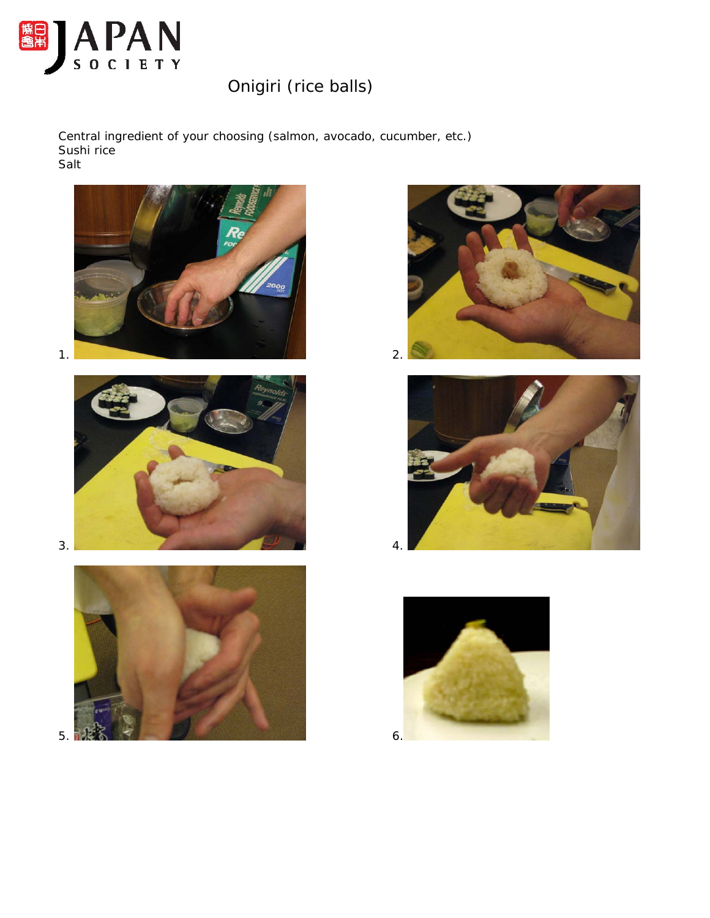# Onigiri (rice balls)

Central ingredient of your choosing (salmon, avocado, cucumber, etc.)
Sushi rice
Salt

1.

2.

3.

4.

5.

6.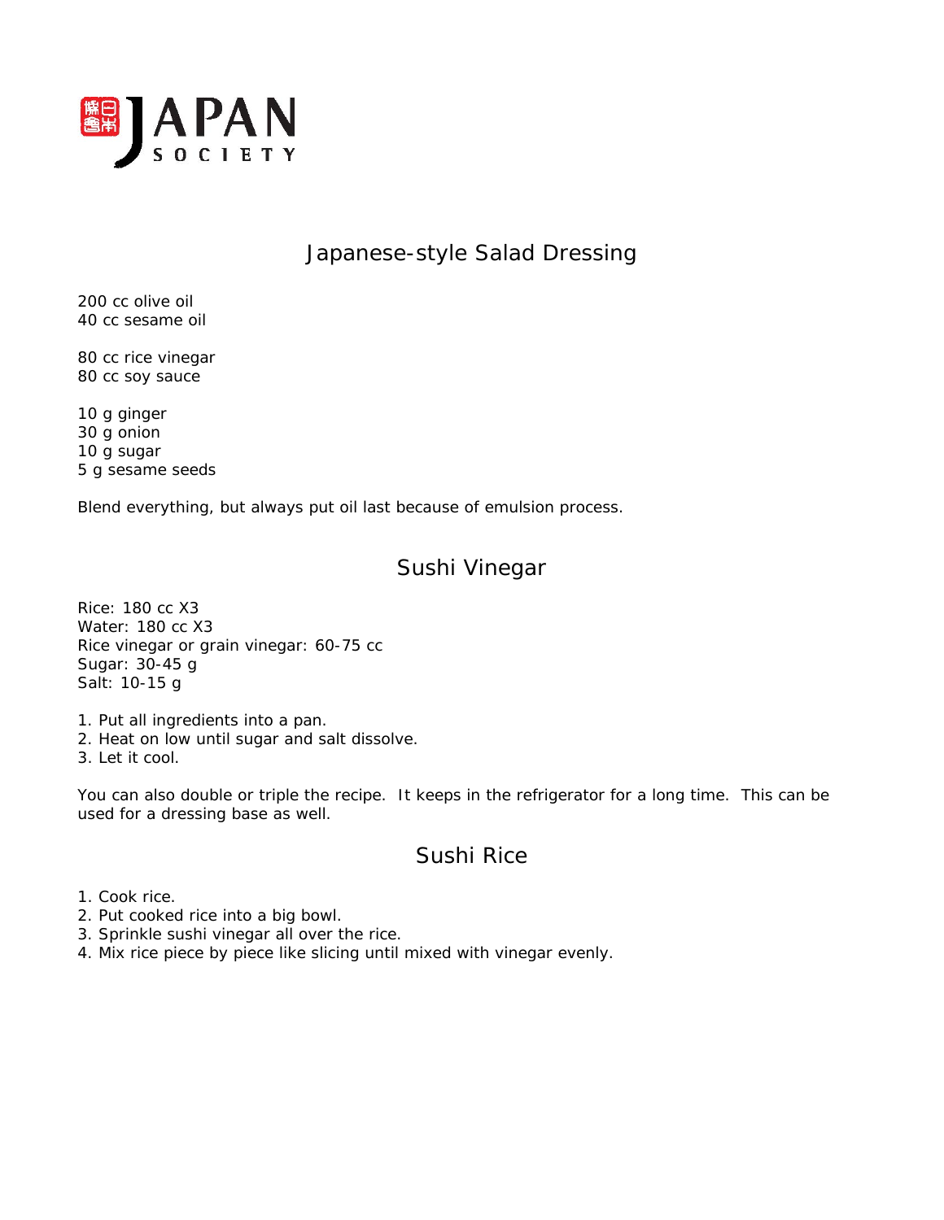# JAPAN SOCIETY

## Japanese-style Salad Dressing

200 cc olive oil
40 cc sesame oil

80 cc rice vinegar
80 cc soy sauce

10 g ginger
30 g onion
10 g sugar
5 g sesame seeds

Blend everything, but always put oil last because of emulsion process.

## Sushi Vinegar

Rice: 180 cc X3
Water: 180 cc X3
Rice vinegar or grain vinegar: 60-75 cc
Sugar: 30-45 g
Salt: 10-15 g

1. Put all ingredients into a pan.
2. Heat on low until sugar and salt dissolve.
3. Let it cool.

You can also double or triple the recipe. It keeps in the refrigerator for a long time. This can be used for a dressing base as well.

## Sushi Rice

1. Cook rice.
2. Put cooked rice into a big bowl.
3. Sprinkle sushi vinegar all over the rice.
4. Mix rice piece by piece like slicing until mixed with vinegar evenly.